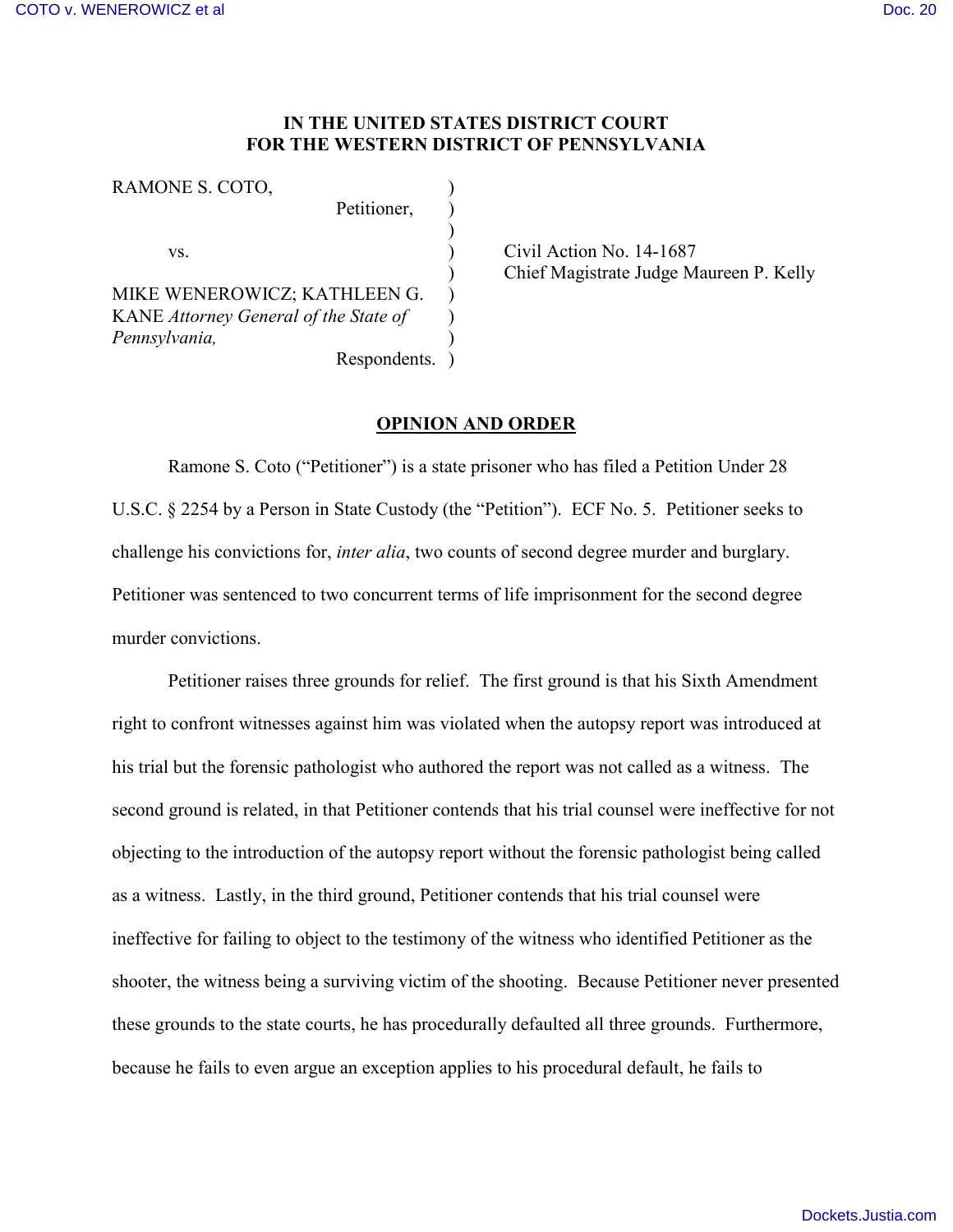**IN THE UNITED STATES DISTRICT COURT**
**FOR THE WESTERN DISTRICT OF PENNSYLVANIA**

| | | |
|---|---|---|
| RAMONE S. COTO, | ) | |
| Petitioner, | ) | |
| | ) | |
| vs. | ) | Civil Action No. 14-1687 |
| | ) | Chief Magistrate Judge Maureen P. Kelly |
| MIKE WENEROWICZ; KATHLEEN G. | ) | |
| KANE *Attorney General of the State of* | ) | |
| *Pennsylvania,* | ) | |
| Respondents. | ) | |

**OPINION AND ORDER**

Ramone S. Coto ("Petitioner") is a state prisoner who has filed a Petition Under 28 U.S.C. § 2254 by a Person in State Custody (the "Petition"). ECF No. 5. Petitioner seeks to challenge his convictions for, *inter alia*, two counts of second degree murder and burglary. Petitioner was sentenced to two concurrent terms of life imprisonment for the second degree murder convictions.

Petitioner raises three grounds for relief. The first ground is that his Sixth Amendment right to confront witnesses against him was violated when the autopsy report was introduced at his trial but the forensic pathologist who authored the report was not called as a witness. The second ground is related, in that Petitioner contends that his trial counsel were ineffective for not objecting to the introduction of the autopsy report without the forensic pathologist being called as a witness. Lastly, in the third ground, Petitioner contends that his trial counsel were ineffective for failing to object to the testimony of the witness who identified Petitioner as the shooter, the witness being a surviving victim of the shooting. Because Petitioner never presented these grounds to the state courts, he has procedurally defaulted all three grounds. Furthermore, because he fails to even argue an exception applies to his procedural default, he fails to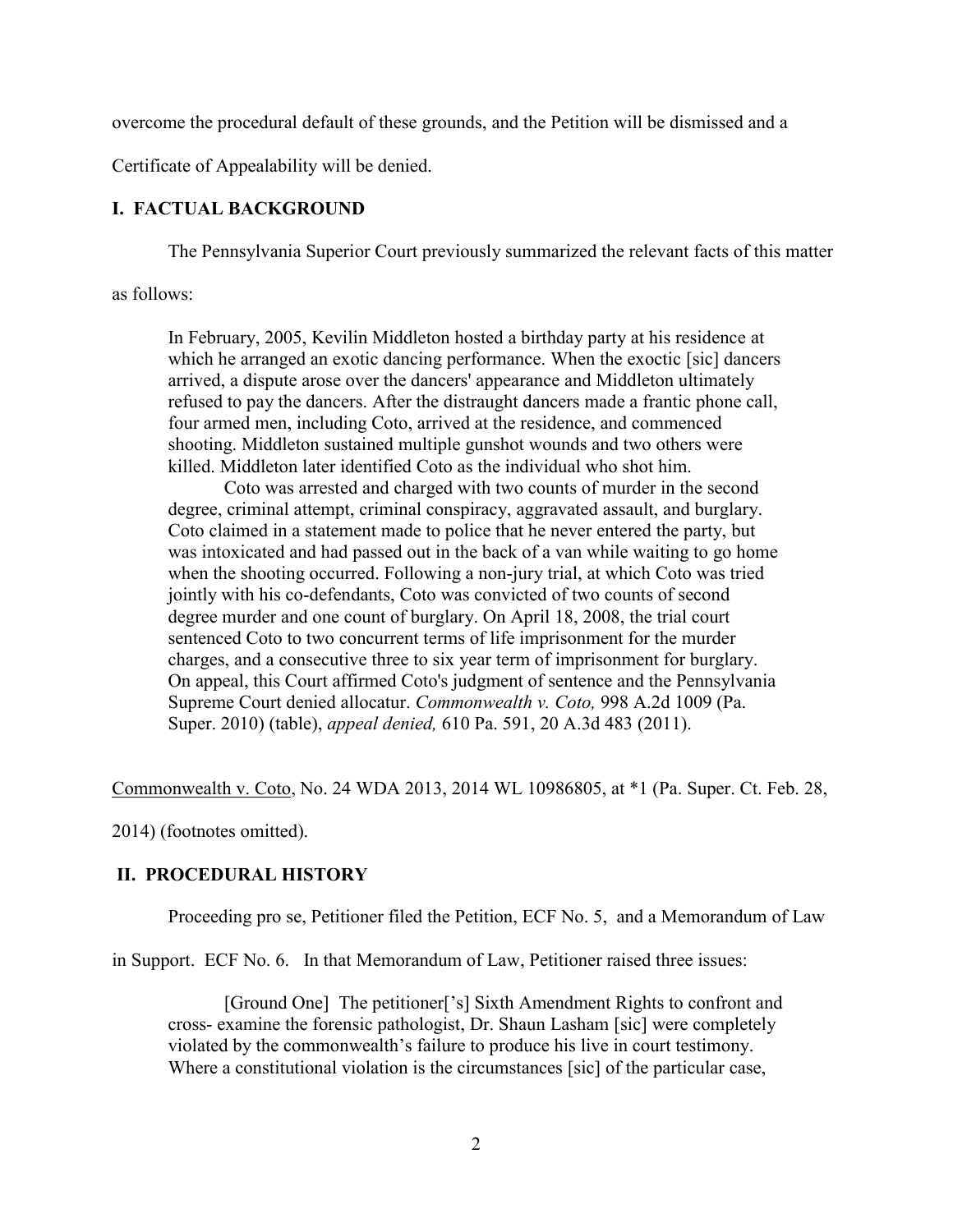overcome the procedural default of these grounds, and the Petition will be dismissed and a Certificate of Appealability will be denied.

## I. FACTUAL BACKGROUND

The Pennsylvania Superior Court previously summarized the relevant facts of this matter as follows:

> In February, 2005, Kevilin Middleton hosted a birthday party at his residence at which he arranged an exotic dancing performance. When the exoctic [sic] dancers arrived, a dispute arose over the dancers' appearance and Middleton ultimately refused to pay the dancers. After the distraught dancers made a frantic phone call, four armed men, including Coto, arrived at the residence, and commenced shooting. Middleton sustained multiple gunshot wounds and two others were killed. Middleton later identified Coto as the individual who shot him.
>
> Coto was arrested and charged with two counts of murder in the second degree, criminal attempt, criminal conspiracy, aggravated assault, and burglary. Coto claimed in a statement made to police that he never entered the party, but was intoxicated and had passed out in the back of a van while waiting to go home when the shooting occurred. Following a non-jury trial, at which Coto was tried jointly with his co-defendants, Coto was convicted of two counts of second degree murder and one count of burglary. On April 18, 2008, the trial court sentenced Coto to two concurrent terms of life imprisonment for the murder charges, and a consecutive three to six year term of imprisonment for burglary. On appeal, this Court affirmed Coto's judgment of sentence and the Pennsylvania Supreme Court denied allocatur. *Commonwealth v. Coto,* 998 A.2d 1009 (Pa. Super. 2010) (table), *appeal denied,* 610 Pa. 591, 20 A.3d 483 (2011).

Commonwealth v. Coto, No. 24 WDA 2013, 2014 WL 10986805, at *1 (Pa. Super. Ct. Feb. 28, 2014) (footnotes omitted).

## II. PROCEDURAL HISTORY

Proceeding pro se, Petitioner filed the Petition, ECF No. 5, and a Memorandum of Law in Support. ECF No. 6. In that Memorandum of Law, Petitioner raised three issues:

> [Ground One] The petitioner['s] Sixth Amendment Rights to confront and cross- examine the forensic pathologist, Dr. Shaun Lasham [sic] were completely violated by the commonwealth's failure to produce his live in court testimony. Where a constitutional violation is the circumstances [sic] of the particular case,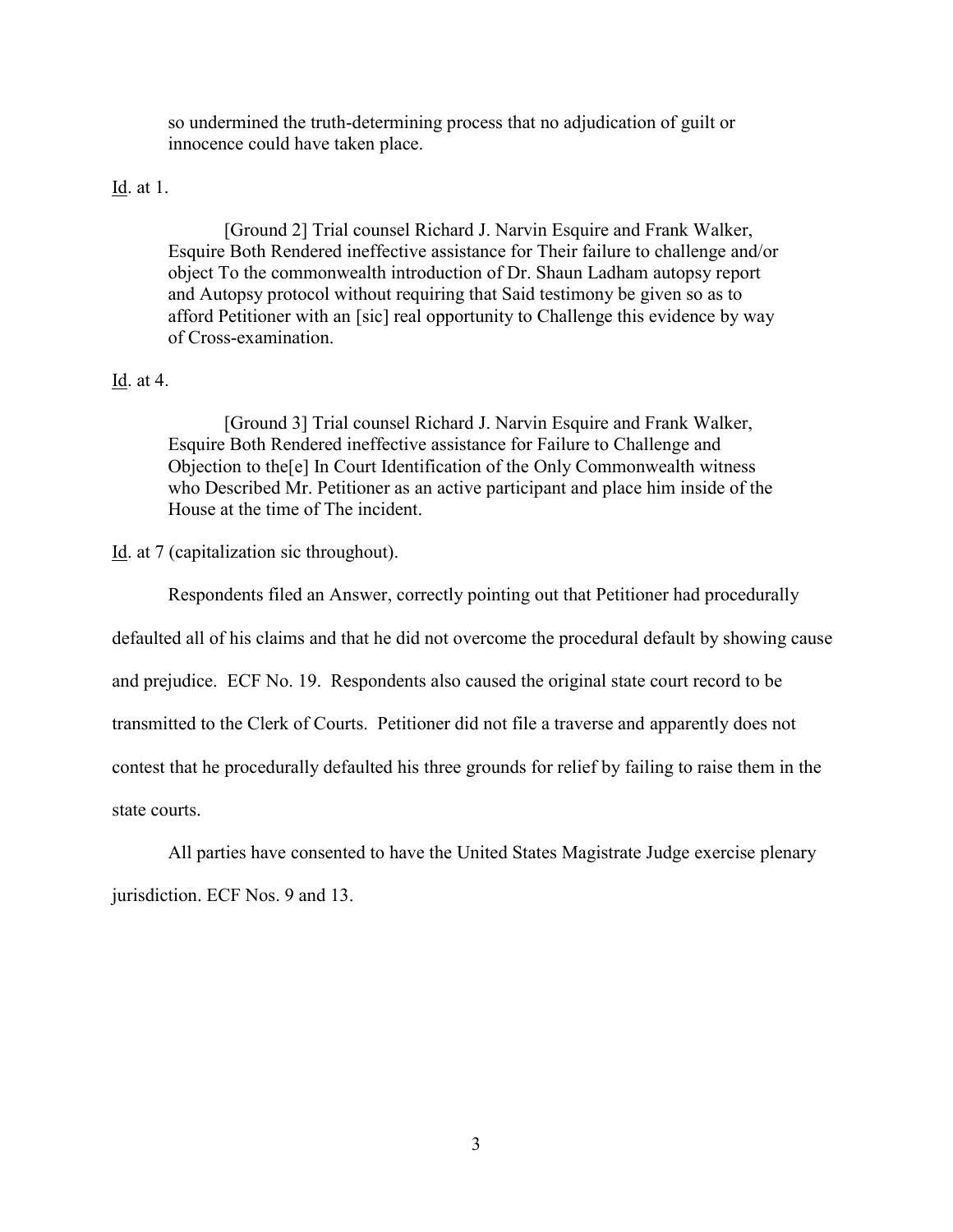> so undermined the truth-determining process that no adjudication of guilt or innocence could have taken place.

Id. at 1.

> [Ground 2] Trial counsel Richard J. Narvin Esquire and Frank Walker, Esquire Both Rendered ineffective assistance for Their failure to challenge and/or object To the commonwealth introduction of Dr. Shaun Ladham autopsy report and Autopsy protocol without requiring that Said testimony be given so as to afford Petitioner with an [sic] real opportunity to Challenge this evidence by way of Cross-examination.

Id. at 4.

> [Ground 3] Trial counsel Richard J. Narvin Esquire and Frank Walker, Esquire Both Rendered ineffective assistance for Failure to Challenge and Objection to the[e] In Court Identification of the Only Commonwealth witness who Described Mr. Petitioner as an active participant and place him inside of the House at the time of The incident.

Id. at 7 (capitalization sic throughout).

Respondents filed an Answer, correctly pointing out that Petitioner had procedurally defaulted all of his claims and that he did not overcome the procedural default by showing cause and prejudice. ECF No. 19. Respondents also caused the original state court record to be transmitted to the Clerk of Courts. Petitioner did not file a traverse and apparently does not contest that he procedurally defaulted his three grounds for relief by failing to raise them in the state courts.

All parties have consented to have the United States Magistrate Judge exercise plenary jurisdiction. ECF Nos. 9 and 13.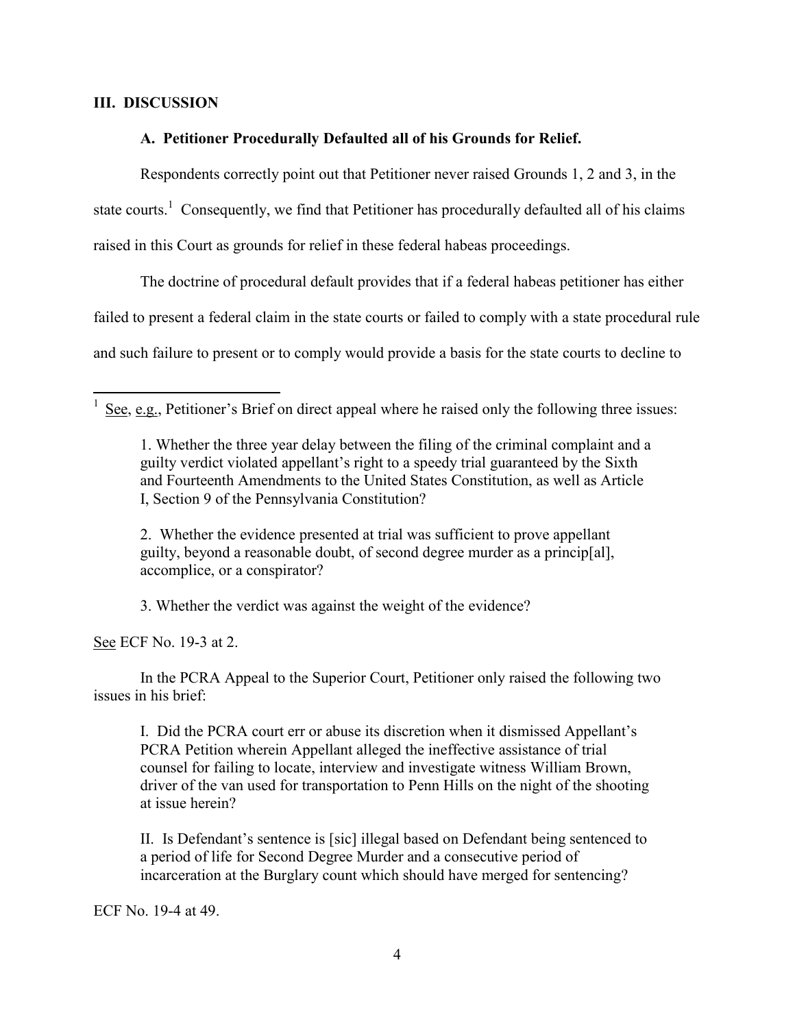## III. DISCUSSION

### A. Petitioner Procedurally Defaulted all of his Grounds for Relief.

Respondents correctly point out that Petitioner never raised Grounds 1, 2 and 3, in the state courts.[1] Consequently, we find that Petitioner has procedurally defaulted all of his claims raised in this Court as grounds for relief in these federal habeas proceedings.

The doctrine of procedural default provides that if a federal habeas petitioner has either failed to present a federal claim in the state courts or failed to comply with a state procedural rule and such failure to present or to comply would provide a basis for the state courts to decline to

---

[1] See, e.g., Petitioner's Brief on direct appeal where he raised only the following three issues:

> 1. Whether the three year delay between the filing of the criminal complaint and a guilty verdict violated appellant's right to a speedy trial guaranteed by the Sixth and Fourteenth Amendments to the United States Constitution, as well as Article I, Section 9 of the Pennsylvania Constitution?
>
> 2. Whether the evidence presented at trial was sufficient to prove appellant guilty, beyond a reasonable doubt, of second degree murder as a princip[al], accomplice, or a conspirator?
>
> 3. Whether the verdict was against the weight of the evidence?

See ECF No. 19-3 at 2.

In the PCRA Appeal to the Superior Court, Petitioner only raised the following two issues in his brief:

> I. Did the PCRA court err or abuse its discretion when it dismissed Appellant's PCRA Petition wherein Appellant alleged the ineffective assistance of trial counsel for failing to locate, interview and investigate witness William Brown, driver of the van used for transportation to Penn Hills on the night of the shooting at issue herein?
>
> II. Is Defendant's sentence is [sic] illegal based on Defendant being sentenced to a period of life for Second Degree Murder and a consecutive period of incarceration at the Burglary count which should have merged for sentencing?

ECF No. 19-4 at 49.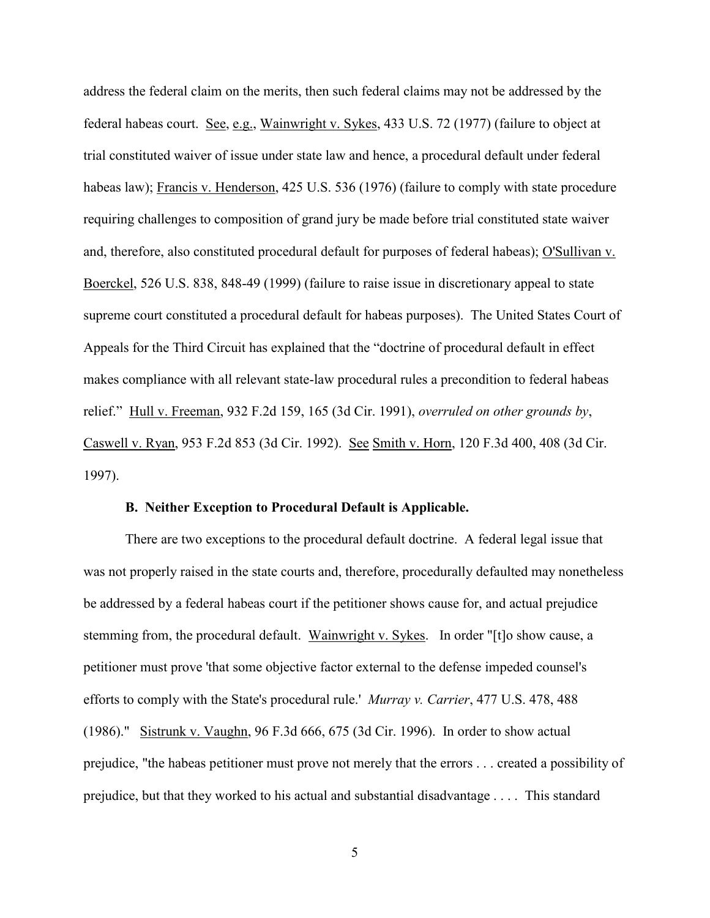address the federal claim on the merits, then such federal claims may not be addressed by the federal habeas court. See, e.g., Wainwright v. Sykes, 433 U.S. 72 (1977) (failure to object at trial constituted waiver of issue under state law and hence, a procedural default under federal habeas law); Francis v. Henderson, 425 U.S. 536 (1976) (failure to comply with state procedure requiring challenges to composition of grand jury be made before trial constituted state waiver and, therefore, also constituted procedural default for purposes of federal habeas); O'Sullivan v. Boerckel, 526 U.S. 838, 848-49 (1999) (failure to raise issue in discretionary appeal to state supreme court constituted a procedural default for habeas purposes). The United States Court of Appeals for the Third Circuit has explained that the "doctrine of procedural default in effect makes compliance with all relevant state-law procedural rules a precondition to federal habeas relief." Hull v. Freeman, 932 F.2d 159, 165 (3d Cir. 1991), *overruled on other grounds by*, Caswell v. Ryan, 953 F.2d 853 (3d Cir. 1992). See Smith v. Horn, 120 F.3d 400, 408 (3d Cir. 1997).

**B. Neither Exception to Procedural Default is Applicable.**

There are two exceptions to the procedural default doctrine. A federal legal issue that was not properly raised in the state courts and, therefore, procedurally defaulted may nonetheless be addressed by a federal habeas court if the petitioner shows cause for, and actual prejudice stemming from, the procedural default. Wainwright v. Sykes. In order "[t]o show cause, a petitioner must prove 'that some objective factor external to the defense impeded counsel's efforts to comply with the State's procedural rule.' *Murray v. Carrier*, 477 U.S. 478, 488 (1986)." Sistrunk v. Vaughn, 96 F.3d 666, 675 (3d Cir. 1996). In order to show actual prejudice, "the habeas petitioner must prove not merely that the errors . . . created a possibility of prejudice, but that they worked to his actual and substantial disadvantage . . . . This standard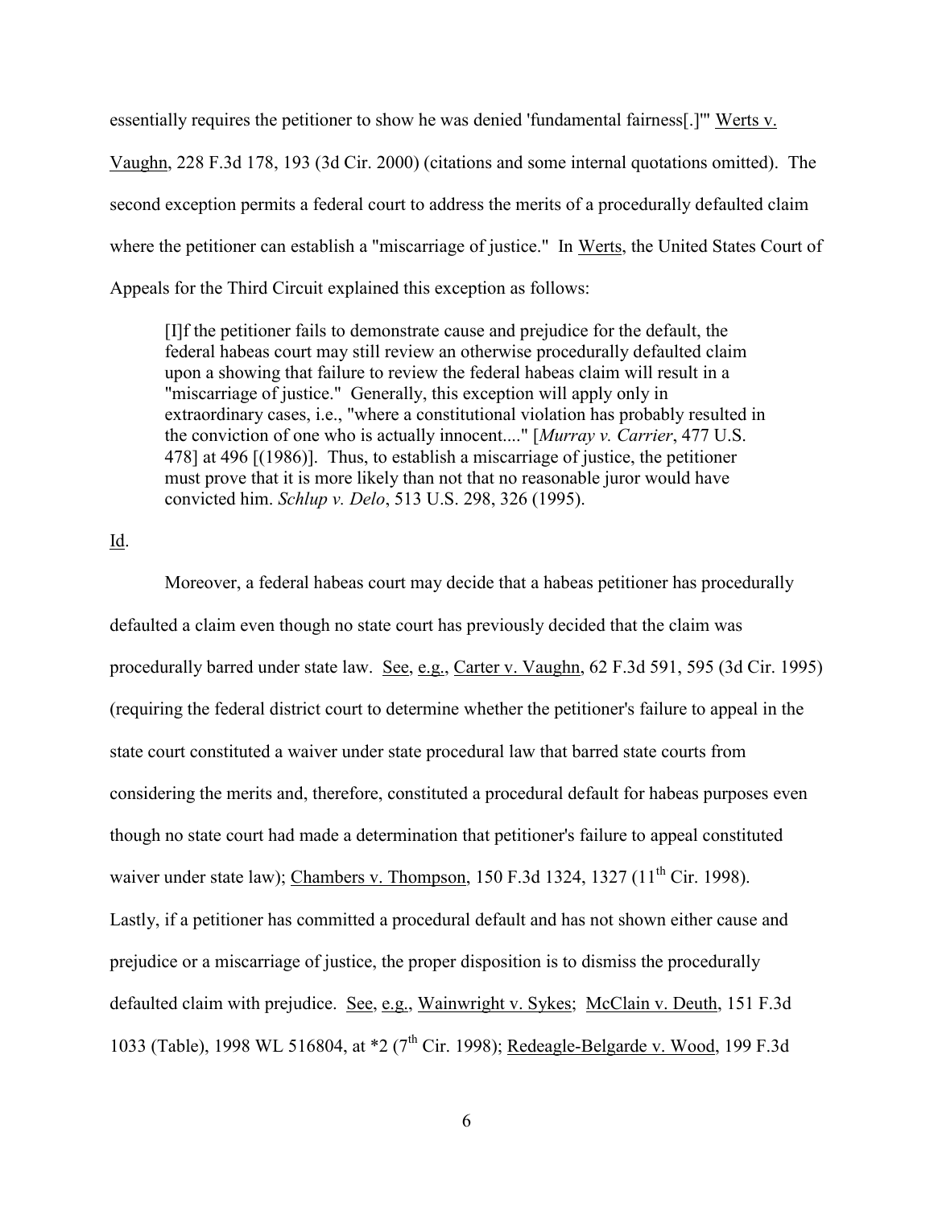essentially requires the petitioner to show he was denied 'fundamental fairness[.]'" Werts v. Vaughn, 228 F.3d 178, 193 (3d Cir. 2000) (citations and some internal quotations omitted). The second exception permits a federal court to address the merits of a procedurally defaulted claim where the petitioner can establish a "miscarriage of justice." In Werts, the United States Court of Appeals for the Third Circuit explained this exception as follows:

> [I]f the petitioner fails to demonstrate cause and prejudice for the default, the federal habeas court may still review an otherwise procedurally defaulted claim upon a showing that failure to review the federal habeas claim will result in a "miscarriage of justice." Generally, this exception will apply only in extraordinary cases, i.e., "where a constitutional violation has probably resulted in the conviction of one who is actually innocent...." [*Murray v. Carrier*, 477 U.S. 478] at 496 [(1986)]. Thus, to establish a miscarriage of justice, the petitioner must prove that it is more likely than not that no reasonable juror would have convicted him. *Schlup v. Delo*, 513 U.S. 298, 326 (1995).

Id.

Moreover, a federal habeas court may decide that a habeas petitioner has procedurally defaulted a claim even though no state court has previously decided that the claim was procedurally barred under state law. See, e.g., Carter v. Vaughn, 62 F.3d 591, 595 (3d Cir. 1995) (requiring the federal district court to determine whether the petitioner's failure to appeal in the state court constituted a waiver under state procedural law that barred state courts from considering the merits and, therefore, constituted a procedural default for habeas purposes even though no state court had made a determination that petitioner's failure to appeal constituted waiver under state law); Chambers v. Thompson, 150 F.3d 1324, 1327 (11th Cir. 1998). Lastly, if a petitioner has committed a procedural default and has not shown either cause and prejudice or a miscarriage of justice, the proper disposition is to dismiss the procedurally defaulted claim with prejudice. See, e.g., Wainwright v. Sykes; McClain v. Deuth, 151 F.3d 1033 (Table), 1998 WL 516804, at *2 (7th Cir. 1998); Redeagle-Belgarde v. Wood, 199 F.3d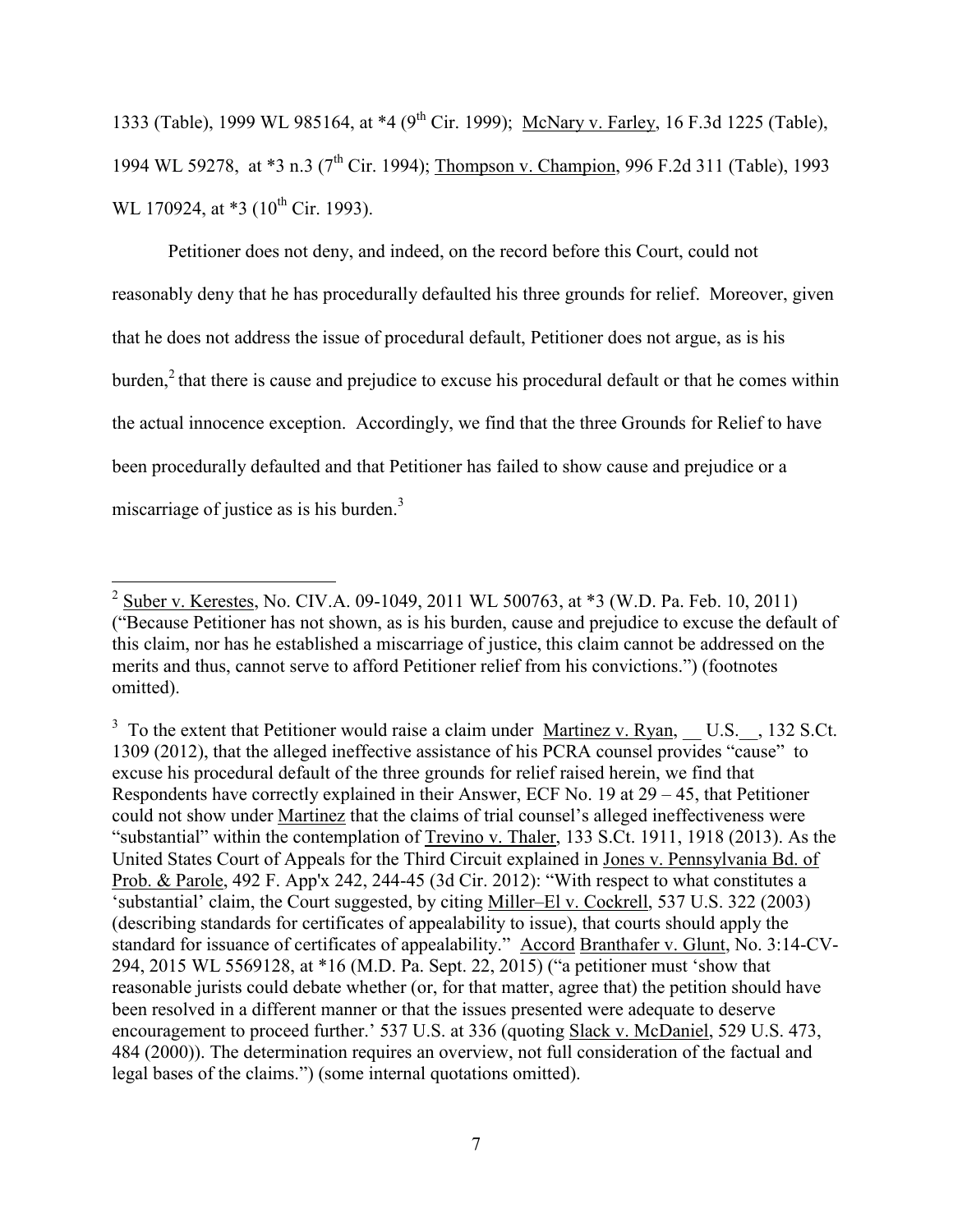1333 (Table), 1999 WL 985164, at *4 (9th Cir. 1999); McNary v. Farley, 16 F.3d 1225 (Table), 1994 WL 59278, at *3 n.3 (7th Cir. 1994); Thompson v. Champion, 996 F.2d 311 (Table), 1993 WL 170924, at *3 (10th Cir. 1993).

Petitioner does not deny, and indeed, on the record before this Court, could not reasonably deny that he has procedurally defaulted his three grounds for relief. Moreover, given that he does not address the issue of procedural default, Petitioner does not argue, as is his burden,[2] that there is cause and prejudice to excuse his procedural default or that he comes within the actual innocence exception. Accordingly, we find that the three Grounds for Relief to have been procedurally defaulted and that Petitioner has failed to show cause and prejudice or a miscarriage of justice as is his burden.[3]

---

[2] Suber v. Kerestes, No. CIV.A. 09-1049, 2011 WL 500763, at *3 (W.D. Pa. Feb. 10, 2011) ("Because Petitioner has not shown, as is his burden, cause and prejudice to excuse the default of this claim, nor has he established a miscarriage of justice, this claim cannot be addressed on the merits and thus, cannot serve to afford Petitioner relief from his convictions.") (footnotes omitted).

[3] To the extent that Petitioner would raise a claim under Martinez v. Ryan, __ U.S.__, 132 S.Ct. 1309 (2012), that the alleged ineffective assistance of his PCRA counsel provides "cause" to excuse his procedural default of the three grounds for relief raised herein, we find that Respondents have correctly explained in their Answer, ECF No. 19 at 29 – 45, that Petitioner could not show under Martinez that the claims of trial counsel's alleged ineffectiveness were "substantial" within the contemplation of Trevino v. Thaler, 133 S.Ct. 1911, 1918 (2013). As the United States Court of Appeals for the Third Circuit explained in Jones v. Pennsylvania Bd. of Prob. & Parole, 492 F. App'x 242, 244-45 (3d Cir. 2012): "With respect to what constitutes a 'substantial' claim, the Court suggested, by citing Miller–El v. Cockrell, 537 U.S. 322 (2003) (describing standards for certificates of appealability to issue), that courts should apply the standard for issuance of certificates of appealability." Accord Branthafer v. Glunt, No. 3:14-CV-294, 2015 WL 5569128, at *16 (M.D. Pa. Sept. 22, 2015) ("a petitioner must 'show that reasonable jurists could debate whether (or, for that matter, agree that) the petition should have been resolved in a different manner or that the issues presented were adequate to deserve encouragement to proceed further.' 537 U.S. at 336 (quoting Slack v. McDaniel, 529 U.S. 473, 484 (2000)). The determination requires an overview, not full consideration of the factual and legal bases of the claims.") (some internal quotations omitted).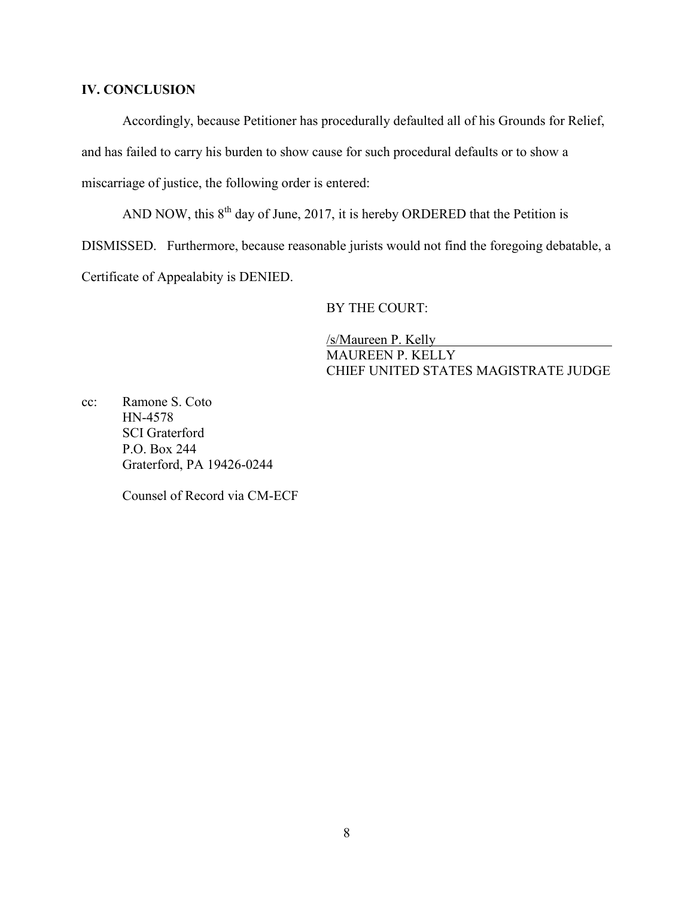**IV. CONCLUSION**

Accordingly, because Petitioner has procedurally defaulted all of his Grounds for Relief, and has failed to carry his burden to show cause for such procedural defaults or to show a miscarriage of justice, the following order is entered:

AND NOW, this 8th day of June, 2017, it is hereby ORDERED that the Petition is DISMISSED. Furthermore, because reasonable jurists would not find the foregoing debatable, a Certificate of Appealabity is DENIED.

BY THE COURT:

/s/Maureen P. Kelly
MAUREEN P. KELLY
CHIEF UNITED STATES MAGISTRATE JUDGE

cc: Ramone S. Coto
HN-4578
SCI Graterford
P.O. Box 244
Graterford, PA 19426-0244

Counsel of Record via CM-ECF